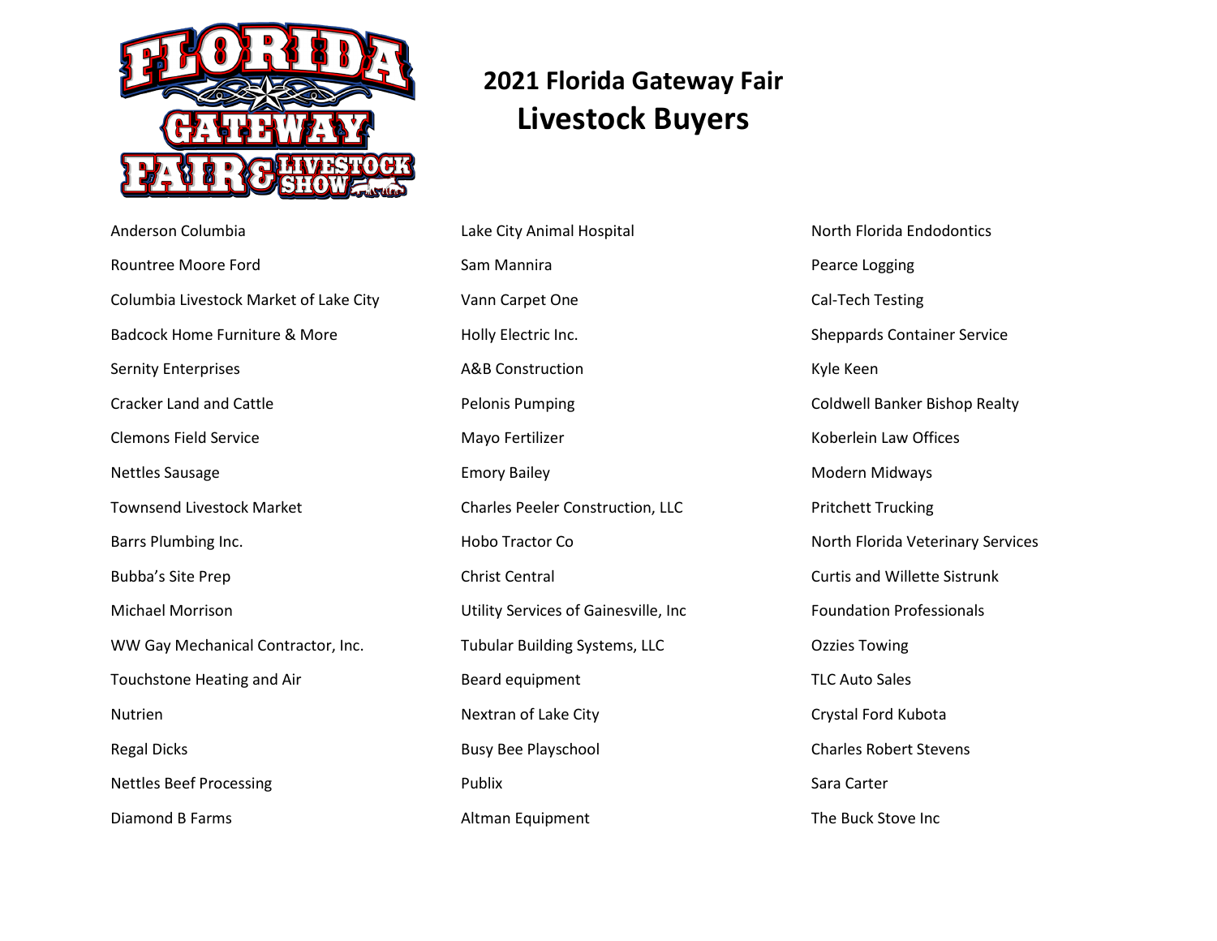# 2021 Florida Gateway Fair

## Livestock Buyers

Anderson Columbia

Rountree Moore Ford

Columbia Livestock Market of Lake City

Badcock Home Furniture & More

Sernity Enterprises

Cracker Land and Cattle

Clemons Field Service

Nettles Sausage

Townsend Livestock Market

Barrs Plumbing Inc.

Bubba's Site Prep

Michael Morrison

WW Gay Mechanical Contractor, Inc.

Touchstone Heating and Air

Nutrien

Regal Dicks

Nettles Beef Processing

Diamond B Farms

Lake City Animal Hospital

Sam Mannira

Vann Carpet One

Holly Electric Inc.

A&B Construction

Pelonis Pumping

Mayo Fertilizer

Emory Bailey

Charles Peeler Construction, LLC

Hobo Tractor Co

Christ Central

Utility Services of Gainesville, Inc

Tubular Building Systems, LLC

Beard equipment

Nextran of Lake City

Busy Bee Playschool

Publix

Altman Equipment

North Florida Endodontics

Pearce Logging

Cal-Tech Testing

Sheppards Container Service

Kyle Keen

Coldwell Banker Bishop Realty

Koberlein Law Offices

Modern Midways

Pritchett Trucking

North Florida Veterinary Services

Curtis and Willette Sistrunk

Foundation Professionals

Ozzies Towing

TLC Auto Sales

Crystal Ford Kubota

Charles Robert Stevens

Sara Carter

The Buck Stove Inc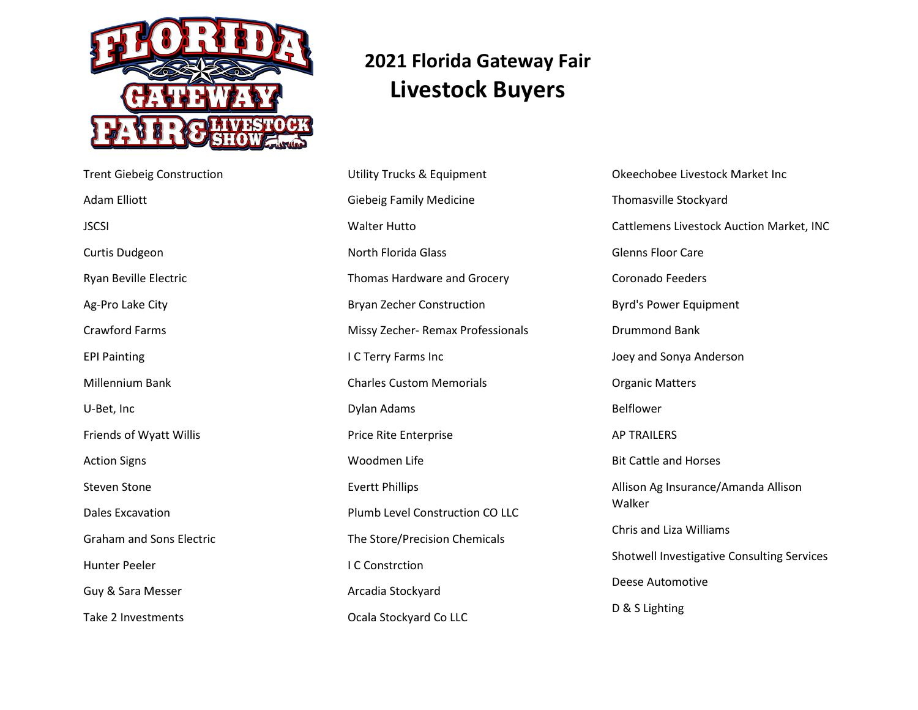# 2021 Florida Gateway Fair

## Livestock Buyers

Trent Giebeig Construction

Adam Elliott

JSCSI

Curtis Dudgeon

Ryan Beville Electric

Ag-Pro Lake City

Crawford Farms

EPI Painting

Millennium Bank

U-Bet, Inc

Friends of Wyatt Willis

Action Signs

Steven Stone

Dales Excavation

Graham and Sons Electric

Hunter Peeler

Guy & Sara Messer

Take 2 Investments

Utility Trucks & Equipment

Giebeig Family Medicine

Walter Hutto

North Florida Glass

Thomas Hardware and Grocery

Bryan Zecher Construction

Missy Zecher- Remax Professionals

I C Terry Farms Inc

Charles Custom Memorials

Dylan Adams

Price Rite Enterprise

Woodmen Life

Evertt Phillips

Plumb Level Construction CO LLC

The Store/Precision Chemicals

I C Constrction

Arcadia Stockyard

Ocala Stockyard Co LLC

Okeechobee Livestock Market Inc

Thomasville Stockyard

Cattlemens Livestock Auction Market, INC

Glenns Floor Care

Coronado Feeders

Byrd's Power Equipment

Drummond Bank

Joey and Sonya Anderson

Organic Matters

Belflower

AP TRAILERS

Bit Cattle and Horses

Allison Ag Insurance/Amanda Allison Walker

Chris and Liza Williams

Shotwell Investigative Consulting Services

Deese Automotive

D & S Lighting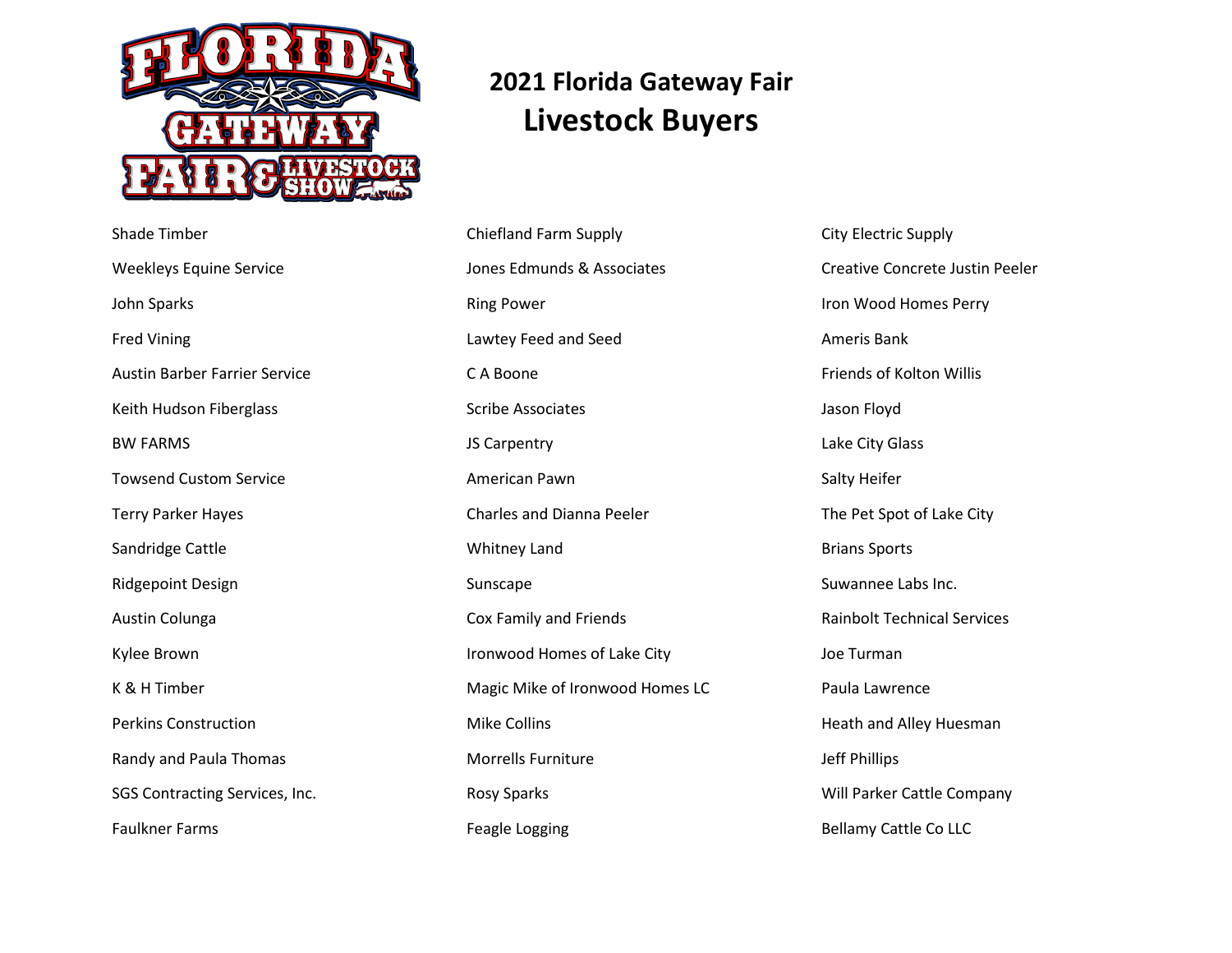## 2021 Florida Gateway Fair
# Livestock Buyers

Shade Timber

Weekleys Equine Service

John Sparks

Fred Vining

Austin Barber Farrier Service

Keith Hudson Fiberglass

BW FARMS

Towsend Custom Service

Terry Parker Hayes

Sandridge Cattle

Ridgepoint Design

Austin Colunga

Kylee Brown

K & H Timber

Perkins Construction

Randy and Paula Thomas

SGS Contracting Services, Inc.

Faulkner Farms

Chiefland Farm Supply

Jones Edmunds & Associates

Ring Power

Lawtey Feed and Seed

C A Boone

Scribe Associates

JS Carpentry

American Pawn

Charles and Dianna Peeler

Whitney Land

Sunscape

Cox Family and Friends

Ironwood Homes of Lake City

Magic Mike of Ironwood Homes LC

Mike Collins

Morrells Furniture

Rosy Sparks

Feagle Logging

City Electric Supply

Creative Concrete Justin Peeler

Iron Wood Homes Perry

Ameris Bank

Friends of Kolton Willis

Jason Floyd

Lake City Glass

Salty Heifer

The Pet Spot of Lake City

Brians Sports

Suwannee Labs Inc.

Rainbolt Technical Services

Joe Turman

Paula Lawrence

Heath and Alley Huesman

Jeff Phillips

Will Parker Cattle Company

Bellamy Cattle Co LLC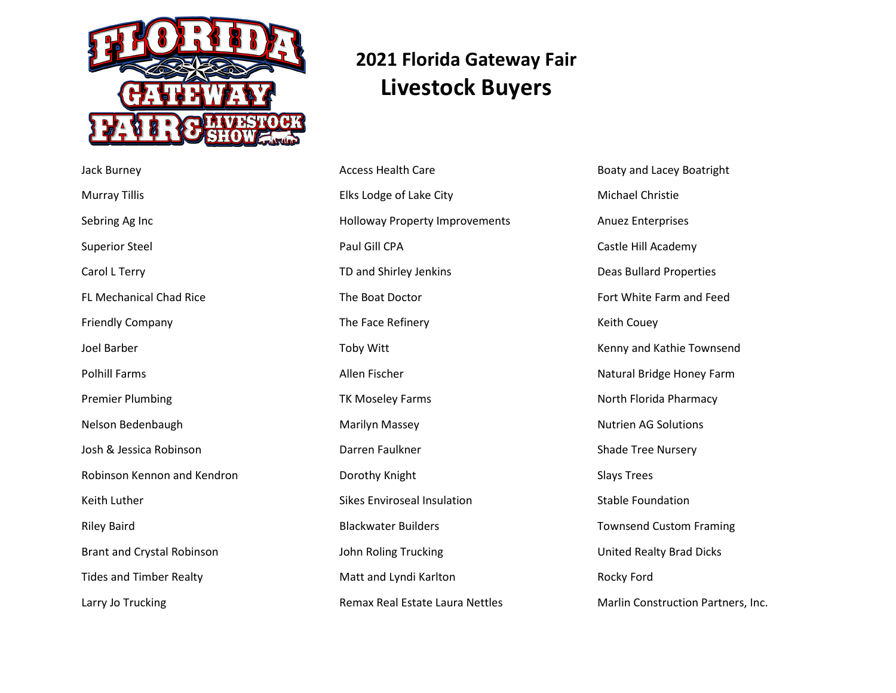# 2021 Florida Gateway Fair

## Livestock Buyers

Jack Burney

Murray Tillis

Sebring Ag Inc

Superior Steel

Carol L Terry

FL Mechanical Chad Rice

Friendly Company

Joel Barber

Polhill Farms

Premier Plumbing

Nelson Bedenbaugh

Josh & Jessica Robinson

Robinson Kennon and Kendron

Keith Luther

Riley Baird

Brant and Crystal Robinson

Tides and Timber Realty

Larry Jo Trucking

Access Health Care

Elks Lodge of Lake City

Holloway Property Improvements

Paul Gill CPA

TD and Shirley Jenkins

The Boat Doctor

The Face Refinery

Toby Witt

Allen Fischer

TK Moseley Farms

Marilyn Massey

Darren Faulkner

Dorothy Knight

Sikes Enviroseal Insulation

Blackwater Builders

John Roling Trucking

Matt and Lyndi Karlton

Remax Real Estate Laura Nettles

Boaty and Lacey Boatright

Michael Christie

Anuez Enterprises

Castle Hill Academy

Deas Bullard Properties

Fort White Farm and Feed

Keith Couey

Kenny and Kathie Townsend

Natural Bridge Honey Farm

North Florida Pharmacy

Nutrien AG Solutions

Shade Tree Nursery

Slays Trees

Stable Foundation

Townsend Custom Framing

United Realty Brad Dicks

Rocky Ford

Marlin Construction Partners, Inc.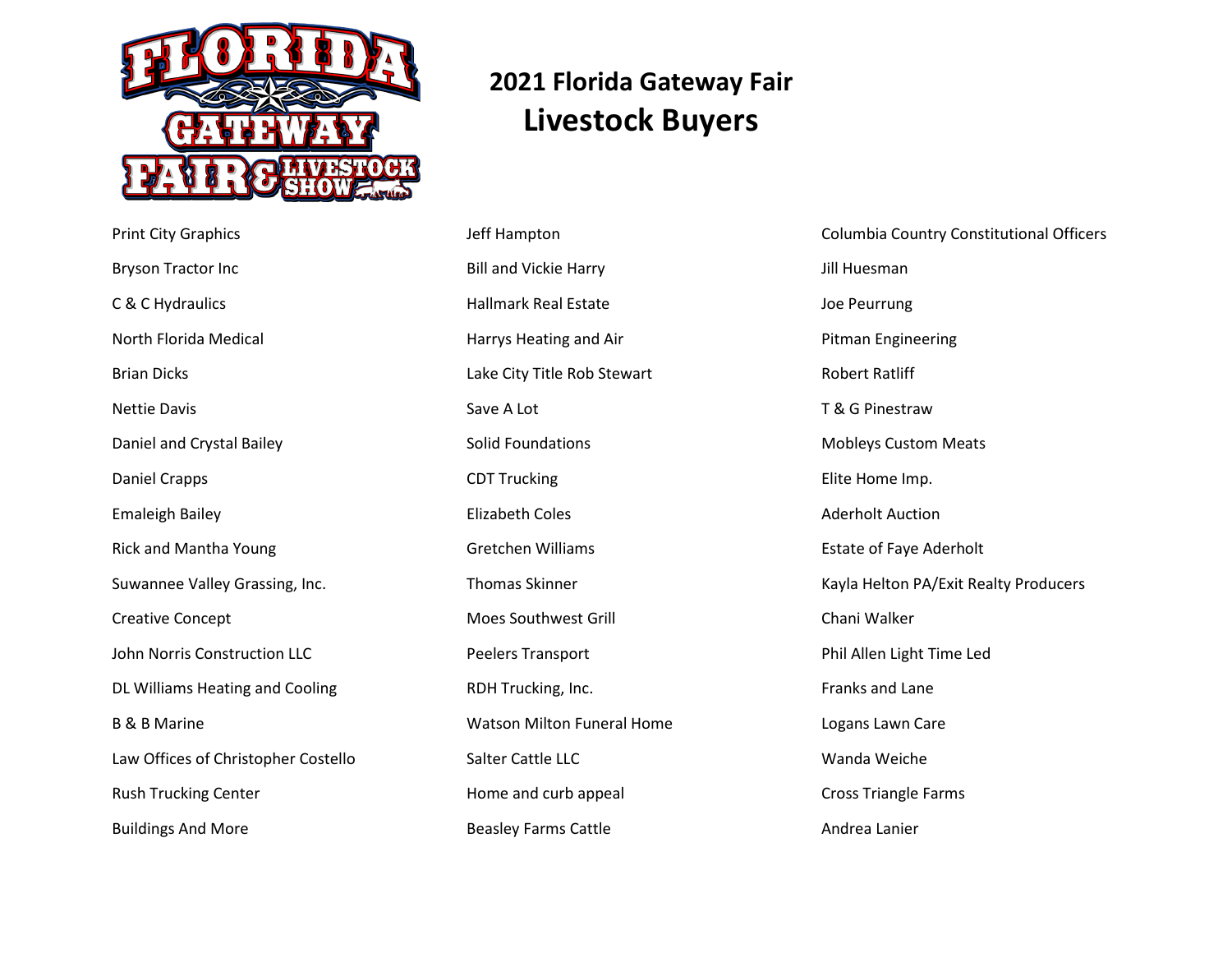# 2021 Florida Gateway Fair

## Livestock Buyers

- Print City Graphics
- Bryson Tractor Inc
- C & C Hydraulics
- North Florida Medical
- Brian Dicks
- Nettie Davis
- Daniel and Crystal Bailey
- Daniel Crapps
- Emaleigh Bailey
- Rick and Mantha Young
- Suwannee Valley Grassing, Inc.
- Creative Concept
- John Norris Construction LLC
- DL Williams Heating and Cooling
- B & B Marine
- Law Offices of Christopher Costello
- Rush Trucking Center
- Buildings And More
- Jeff Hampton
- Bill and Vickie Harry
- Hallmark Real Estate
- Harrys Heating and Air
- Lake City Title Rob Stewart
- Save A Lot
- Solid Foundations
- CDT Trucking
- Elizabeth Coles
- Gretchen Williams
- Thomas Skinner
- Moes Southwest Grill
- Peelers Transport
- RDH Trucking, Inc.
- Watson Milton Funeral Home
- Salter Cattle LLC
- Home and curb appeal
- Beasley Farms Cattle
- Columbia Country Constitutional Officers
- Jill Huesman
- Joe Peurrung
- Pitman Engineering
- Robert Ratliff
- T & G Pinestraw
- Mobleys Custom Meats
- Elite Home Imp.
- Aderholt Auction
- Estate of Faye Aderholt
- Kayla Helton PA/Exit Realty Producers
- Chani Walker
- Phil Allen Light Time Led
- Franks and Lane
- Logans Lawn Care
- Wanda Weiche
- Cross Triangle Farms
- Andrea Lanier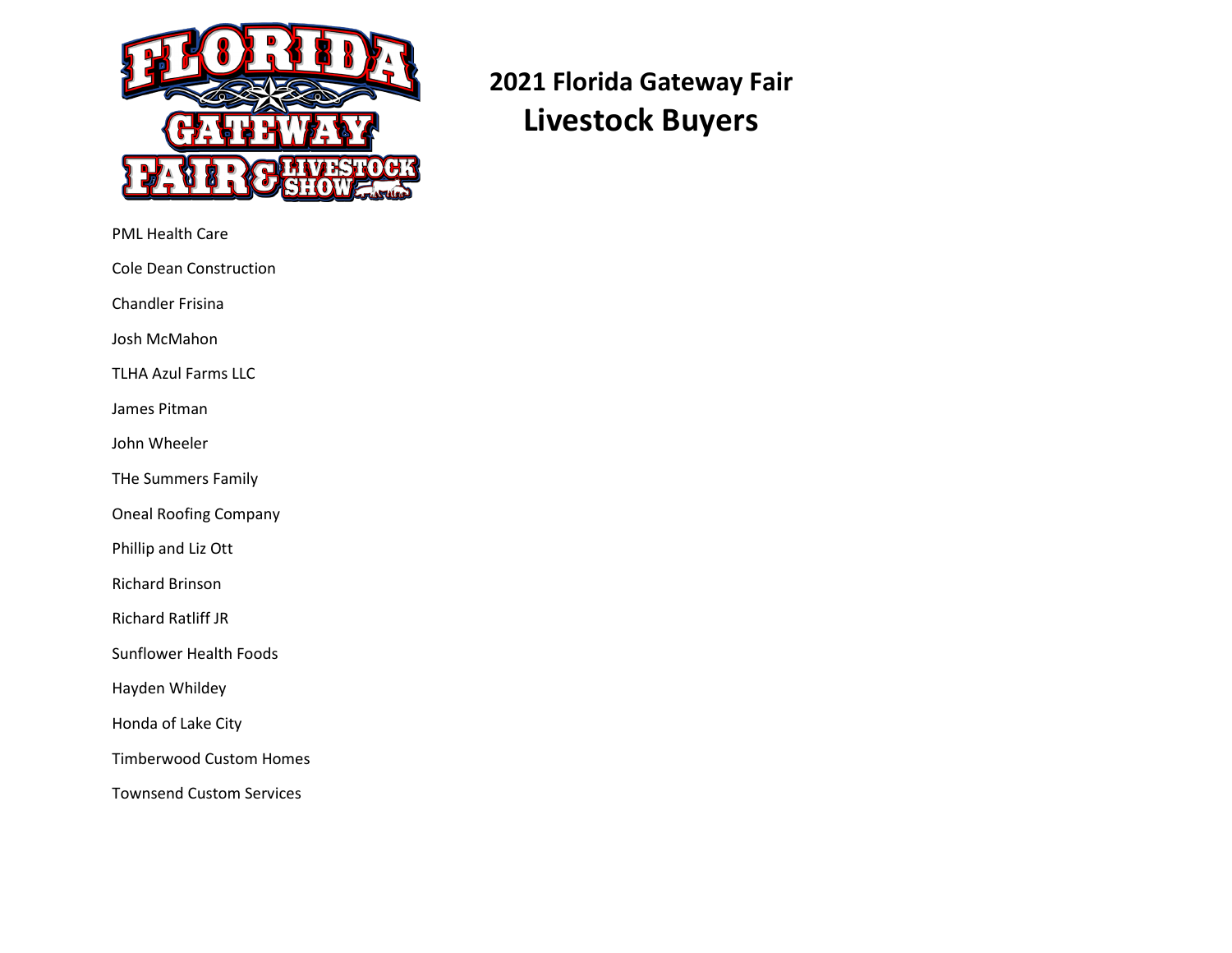# 2021 Florida Gateway Fair

## Livestock Buyers

PML Health Care

Cole Dean Construction

Chandler Frisina

Josh McMahon

TLHA Azul Farms LLC

James Pitman

John Wheeler

THe Summers Family

Oneal Roofing Company

Phillip and Liz Ott

Richard Brinson

Richard Ratliff JR

Sunflower Health Foods

Hayden Whildey

Honda of Lake City

Timberwood Custom Homes

Townsend Custom Services